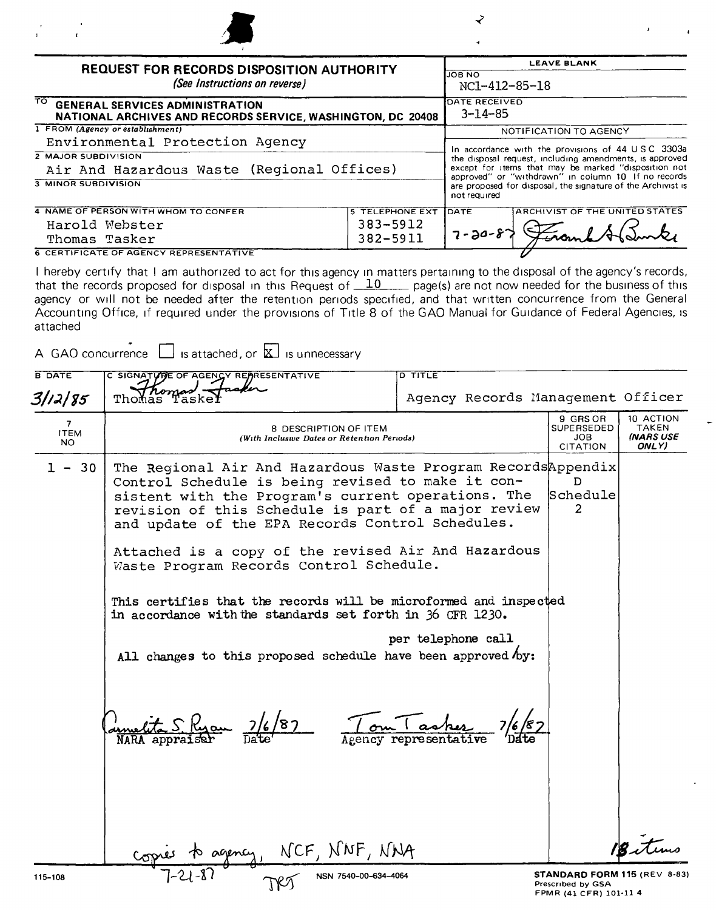# REQUEST FOR RECORDS DISPOSITION AUTHORITY

*(See Instructions on reverse)*

| | LEAVE BLANK |
|---|---|
| TO GENERAL SERVICES ADMINISTRATION NATIONAL ARCHIVES AND RECORDS SERVICE, WASHINGTON, DC 20408 | JOB NO NC1-412-85-18 |
| 1 FROM *(Agency or establishment)* Environmental Protection Agency | DATE RECEIVED 3-14-85 |
| 2 MAJOR SUBDIVISION Air And Hazardous Waste (Regional Offices) | NOTIFICATION TO AGENCY |
| 3 MINOR SUBDIVISION | In accordance with the provisions of 44 U S C 3303a the disposal request, including amendments, is approved except for items that may be marked "disposition not approved" or "withdrawn" in column 10 If no records are proposed for disposal, the signature of the Archivist is not required |

| 4 NAME OF PERSON WITH WHOM TO CONFER | 5 TELEPHONE EXT | DATE | ARCHIVIST OF THE UNITED STATES |
|---|---|---|---|
| Harold Webster | 383-5912 | 7-20-87 | Frank A Burke |
| Thomas Tasker | 382-5911 | | |

**6 CERTIFICATE OF AGENCY REPRESENTATIVE**

I hereby certify that I am authorized to act for this agency in matters pertaining to the disposal of the agency's records, that the records proposed for disposal in this Request of 10 page(s) are not now needed for the business of this agency or will not be needed after the retention periods specified, and that written concurrence from the General Accounting Office, if required under the provisions of Title 8 of the GAO Manual for Guidance of Federal Agencies, is attached

A GAO concurrence ☐ is attached, or ☒ is unnecessary

| B DATE | C SIGNATURE OF AGENCY REPRESENTATIVE | D TITLE |
|---|---|---|
| 3/12/85 | Thomas Tasker | Agency Records Management Officer |

| 7 ITEM NO | 8 DESCRIPTION OF ITEM *(With Inclusive Dates or Retention Periods)* | 9 GRS OR SUPERSEDED JOB CITATION | 10 ACTION TAKEN *(NARS USE ONLY)* |
|---|---|---|---|
| 1 - 30 | The Regional Air And Hazardous Waste Program Records Control Schedule is being revised to make it consistent with the Program's current operations. The revision of this Schedule is part of a major review and update of the EPA Records Control Schedules.<br><br>Attached is a copy of the revised Air And Hazardous Waste Program Records Control Schedule.<br><br>This certifies that the records will be microformed and inspected in accordance with the standards set forth in 36 CFR 1230.<br><br>All changes to this proposed schedule have been approved by: per telephone call<br><br>Carmelita S. Ryan 7/6/87 NARA appraiser Date — Tom Tasker 7/6/87 Agency representative Date<br><br>copies to agency, NCF, NNF, NNA 7-21-87 JRT | Appendix D Schedule 2 | 18 items |

115-108 NSN 7540-00-634-4064 **STANDARD FORM 115** (REV 8-83) Prescribed by GSA FPMR (41 CFR) 101-11 4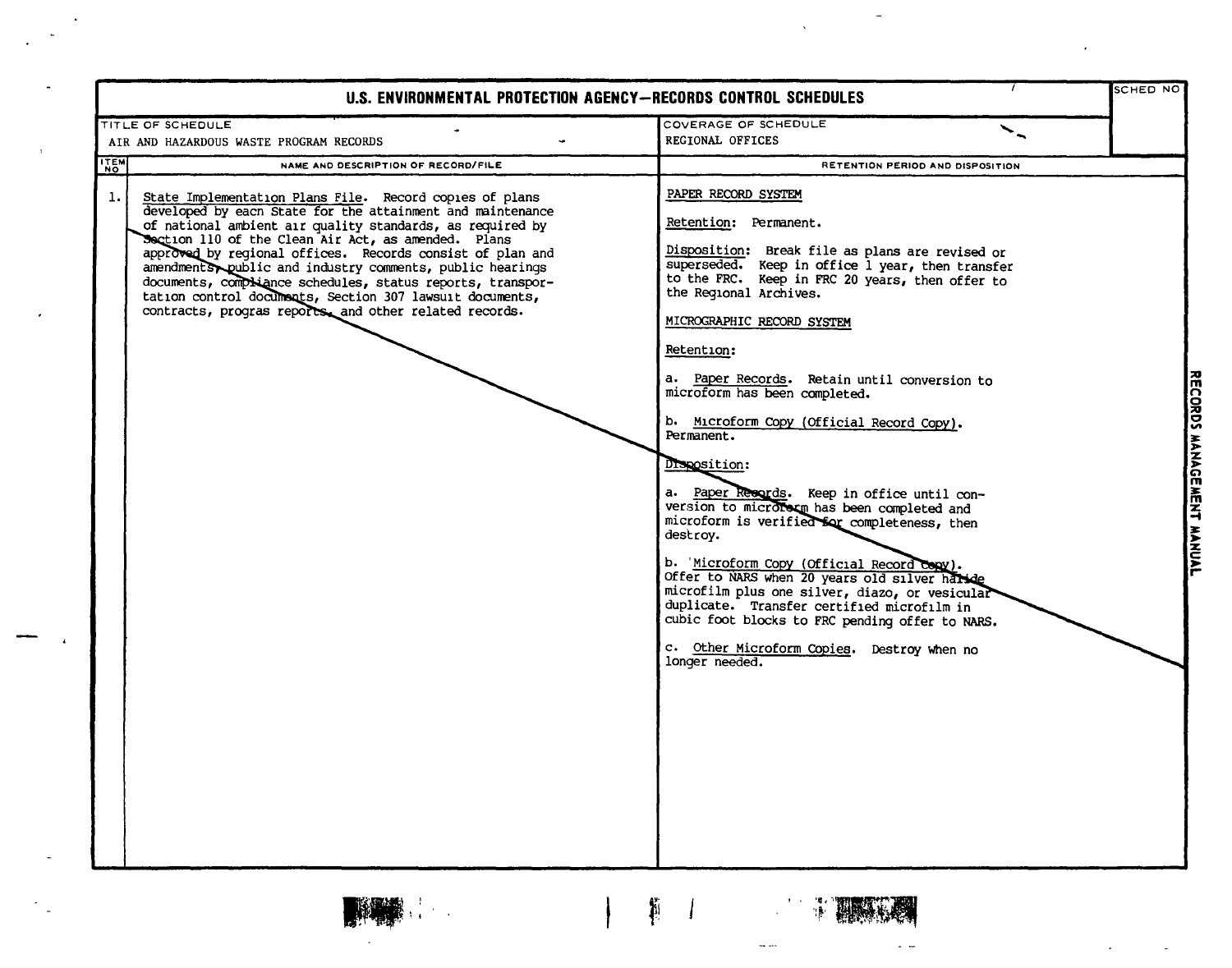# U.S. ENVIRONMENTAL PROTECTION AGENCY—RECORDS CONTROL SCHEDULES

| TITLE OF SCHEDULE | COVERAGE OF SCHEDULE | SCHED NO |
|---|---|---|
| AIR AND HAZARDOUS WASTE PROGRAM RECORDS | REGIONAL OFFICES | |

| ITEM NO | NAME AND DESCRIPTION OF RECORD/FILE | RETENTION PERIOD AND DISPOSITION |
|---|---|---|
| 1. | State Implementation Plans File. Record copies of plans developed by each State for the attainment and maintenance of national ambient air quality standards, as required by Section 110 of the Clean Air Act, as amended. Plans approved by regional offices. Records consist of plan and amendments, public and industry comments, public hearings documents, compliance schedules, status reports, transportation control documents, Section 307 lawsuit documents, contracts, progras reports, and other related records. | PAPER RECORD SYSTEM<br><br>Retention: Permanent.<br><br>Disposition: Break file as plans are revised or superseded. Keep in office 1 year, then transfer to the FRC. Keep in FRC 20 years, then offer to the Regional Archives.<br><br>MICROGRAPHIC RECORD SYSTEM<br><br>Retention:<br><br>a. Paper Records. Retain until conversion to microform has been completed.<br><br>b. Microform Copy (Official Record Copy). Permanent.<br><br>Disposition:<br><br>a. Paper Records. Keep in office until conversion to microform has been completed and microform is verified for completeness, then destroy.<br><br>b. Microform Copy (Official Record Copy). Offer to NARS when 20 years old silver halide microfilm plus one silver, diazo, or vesicular duplicate. Transfer certified microfilm in cubic foot blocks to FRC pending offer to NARS.<br><br>c. Other Microform Copies. Destroy when no longer needed. |

RECORDS MANAGEMENT MANUAL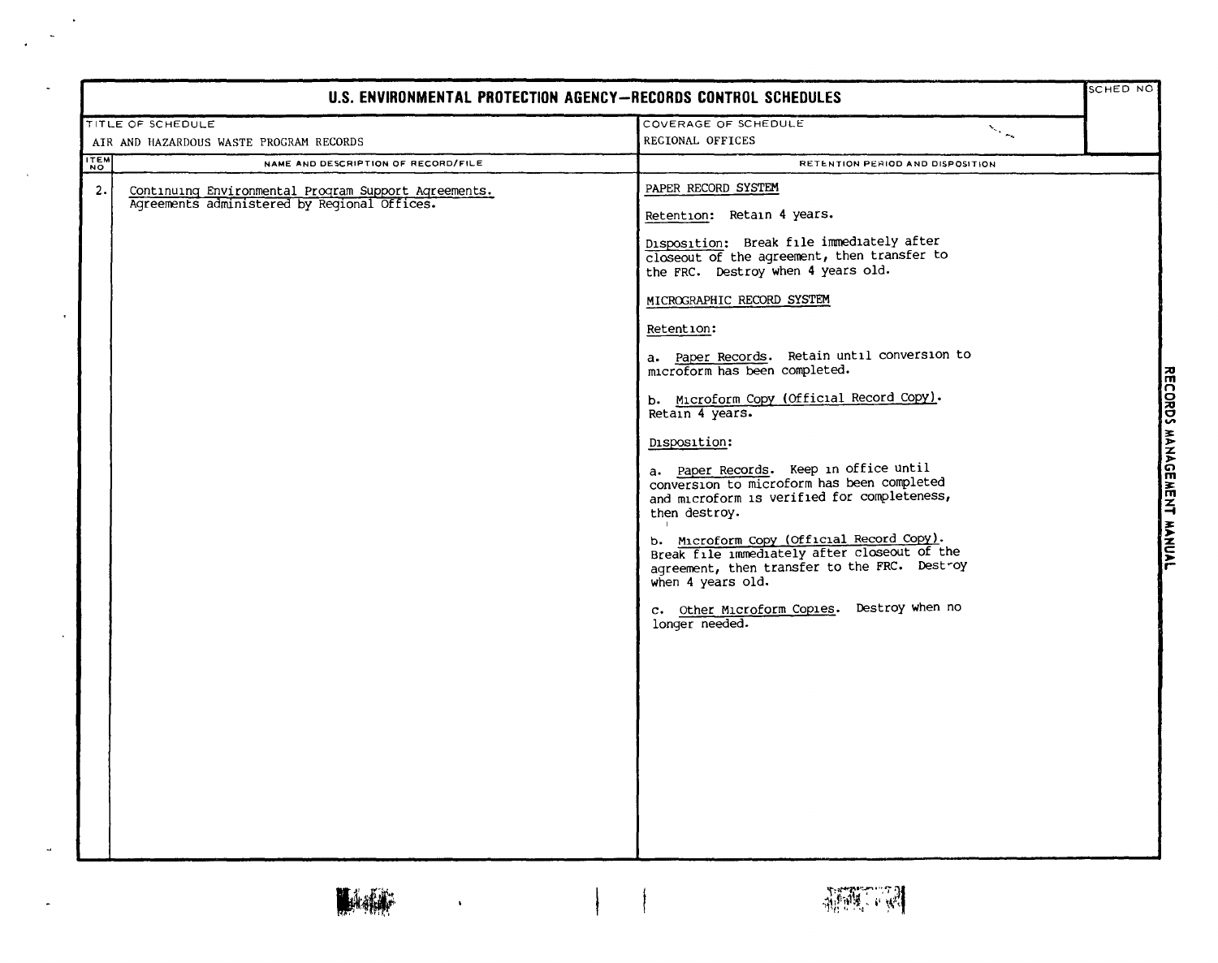# U.S. ENVIRONMENTAL PROTECTION AGENCY—RECORDS CONTROL SCHEDULES

| TITLE OF SCHEDULE | COVERAGE OF SCHEDULE | SCHED NO |
|---|---|---|
| AIR AND HAZARDOUS WASTE PROGRAM RECORDS | REGIONAL OFFICES | |

| ITEM NO | NAME AND DESCRIPTION OF RECORD/FILE | RETENTION PERIOD AND DISPOSITION |
|---|---|---|
| 2. | Continuing Environmental Program Support Agreements. Agreements administered by Regional Offices. | PAPER RECORD SYSTEM<br><br>Retention: Retain 4 years.<br><br>Disposition: Break file immediately after closeout of the agreement, then transfer to the FRC. Destroy when 4 years old.<br><br>MICROGRAPHIC RECORD SYSTEM<br><br>Retention:<br><br>a. Paper Records. Retain until conversion to microform has been completed.<br><br>b. Microform Copy (Official Record Copy). Retain 4 years.<br><br>Disposition:<br><br>a. Paper Records. Keep in office until conversion to microform has been completed and microform is verified for completeness, then destroy.<br><br>b. Microform Copy (Official Record Copy). Break file immediately after closeout of the agreement, then transfer to the FRC. Destroy when 4 years old.<br><br>c. Other Microform Copies. Destroy when no longer needed. |

RECORDS MANAGEMENT MANUAL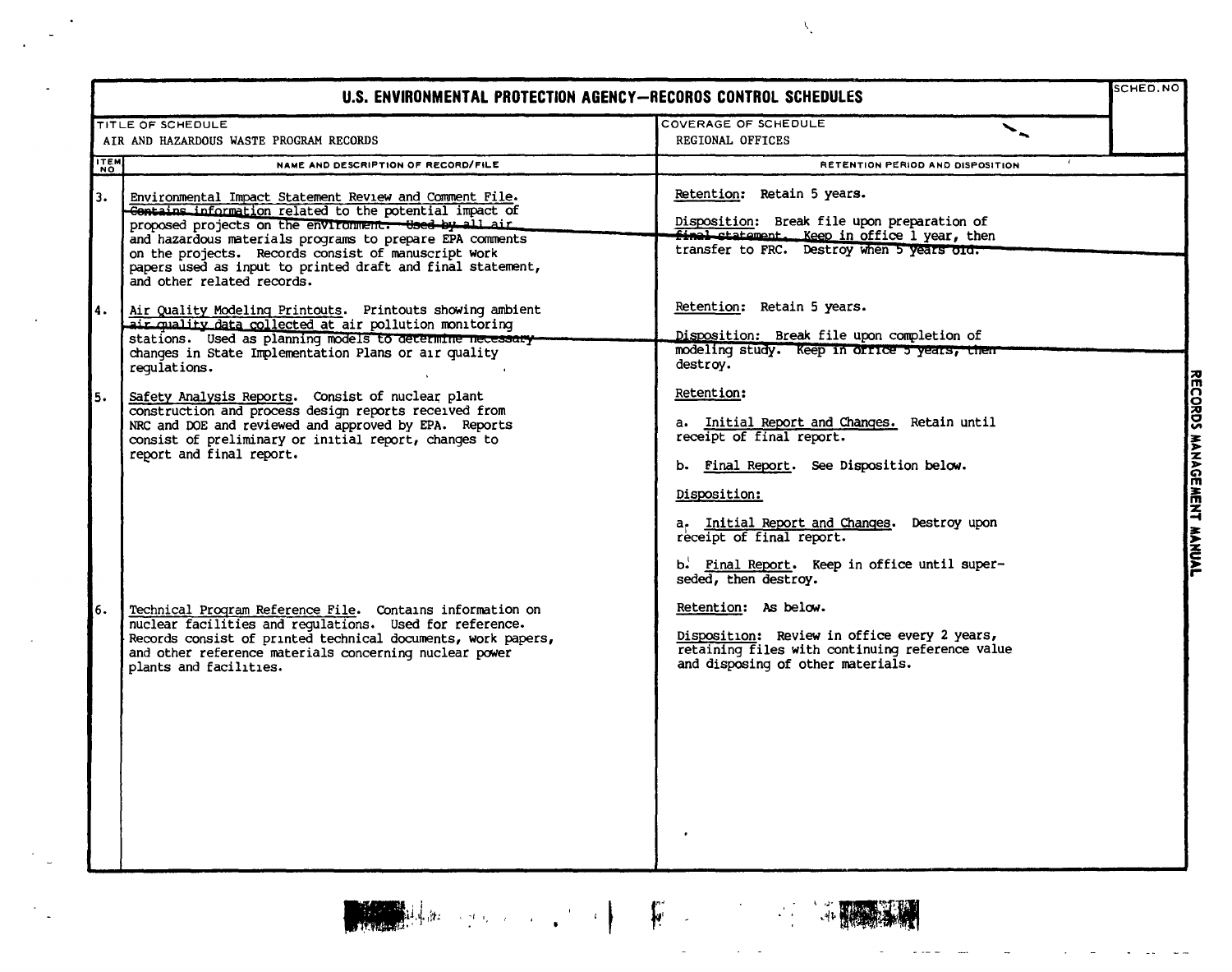# U.S. ENVIRONMENTAL PROTECTION AGENCY—RECORDS CONTROL SCHEDULES

| TITLE OF SCHEDULE | COVERAGE OF SCHEDULE | SCHED. NO |
|---|---|---|
| AIR AND HAZARDOUS WASTE PROGRAM RECORDS | REGIONAL OFFICES | |

| ITEM NO | NAME AND DESCRIPTION OF RECORD/FILE | RETENTION PERIOD AND DISPOSITION |
|---|---|---|
| 3. | Environmental Impact Statement Review and Comment File. Contains information related to the potential impact of proposed projects on the environment. Used by all air and hazardous materials programs to prepare EPA comments on the projects. Records consist of manuscript work papers used as input to printed draft and final statement, and other related records. | Retention: Retain 5 years.<br><br>Disposition: Break file upon preparation of final statement. Keep in office 1 year, then transfer to FRC. Destroy when 5 years old. |
| 4. | Air Quality Modeling Printouts. Printouts showing ambient air quality data collected at air pollution monitoring stations. Used as planning models to determine necessary changes in State Implementation Plans or air quality regulations. | Retention: Retain 5 years.<br><br>Disposition: Break file upon completion of modeling study. Keep in office 5 years, then destroy. |
| 5. | Safety Analysis Reports. Consist of nuclear plant construction and process design reports received from NRC and DOE and reviewed and approved by EPA. Reports consist of preliminary or initial report, changes to report and final report. | Retention:<br><br>a. Initial Report and Changes. Retain until receipt of final report.<br><br>b. Final Report. See Disposition below.<br><br>Disposition:<br><br>a. Initial Report and Changes. Destroy upon receipt of final report.<br><br>b. Final Report. Keep in office until superseded, then destroy. |
| 6. | Technical Program Reference File. Contains information on nuclear facilities and regulations. Used for reference. Records consist of printed technical documents, work papers, and other reference materials concerning nuclear power plants and facilities. | Retention: As below.<br><br>Disposition: Review in office every 2 years, retaining files with continuing reference value and disposing of other materials. |

RECORDS MANAGEMENT MANUAL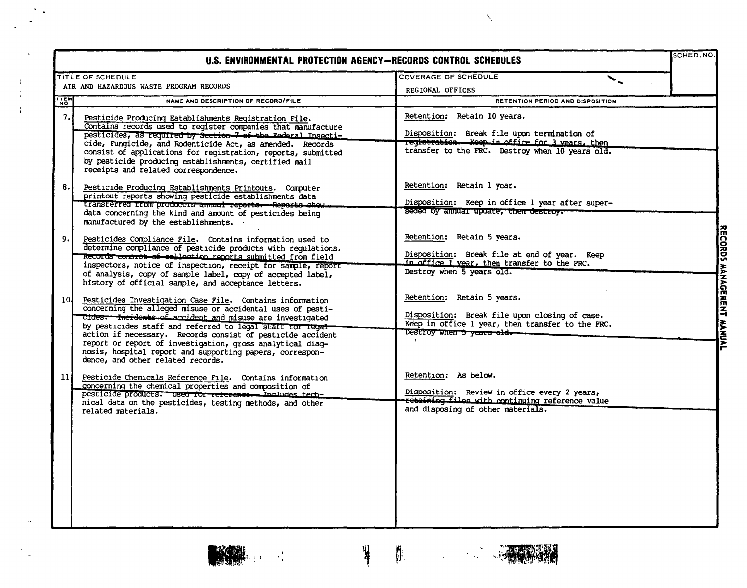# U.S. ENVIRONMENTAL PROTECTION AGENCY—RECORDS CONTROL SCHEDULES

SCHED. NO.

**TITLE OF SCHEDULE:** AIR AND HAZARDOUS WASTE PROGRAM RECORDS

**COVERAGE OF SCHEDULE:** REGIONAL OFFICES

| ITEM NO. | NAME AND DESCRIPTION OF RECORD/FILE | RETENTION PERIOD AND DISPOSITION |
|---|---|---|
| 7. | Pesticide Producing Establishments Registration File. Contains records used to register companies that manufacture pesticides, as required by Section 7 of the Federal Insecticide, Fungicide, and Rodenticide Act, as amended. Records consist of applications for registration, reports, submitted by pesticide producing establishments, certified mail receipts and related correspondence. | Retention: Retain 10 years.<br><br>Disposition: Break file upon termination of registration. Keep in office for 3 years, then transfer to the FRC. Destroy when 10 years old. |
| 8. | Pesticide Producing Establishments Printouts. Computer printout reports showing pesticide establishments data transferred from producers annual reports. Reports show data concerning the kind and amount of pesticides being manufactured by the establishments. | Retention: Retain 1 year.<br><br>Disposition: Keep in office 1 year after superseded by annual update, then destroy. |
| 9. | Pesticides Compliance File. Contains information used to determine compliance of pesticide products with regulations. Records consist of collection reports submitted from field inspectors, notice of inspection, receipt for sample, report of analysis, copy of sample label, copy of accepted label, history of official sample, and acceptance letters. | Retention: Retain 5 years.<br><br>Disposition: Break file at end of year. Keep in office 1 year, then transfer to the FRC. Destroy when 5 years old. |
| 10. | Pesticides Investigation Case File. Contains information concerning the alleged misuse or accidental uses of pesticides. Incidents of accident and misuse are investigated by pesticides staff and referred to legal staff for legal action if necessary. Records consist of pesticide accident report or report of investigation, gross analytical diagnosis, hospital report and supporting papers, correspondence, and other related records. | Retention: Retain 5 years.<br><br>Disposition: Break file upon closing of case. Keep in office 1 year, then transfer to the FRC. Destroy when 5 years old. |
| 11. | Pesticide Chemicals Reference File. Contains information concerning the chemical properties and composition of pesticide products. Used for reference. Includes technical data on the pesticides, testing methods, and other related materials. | Retention: As below.<br><br>Disposition: Review in office every 2 years, retaining files with continuing reference value and disposing of other materials. |

RECORDS MANAGEMENT MANUAL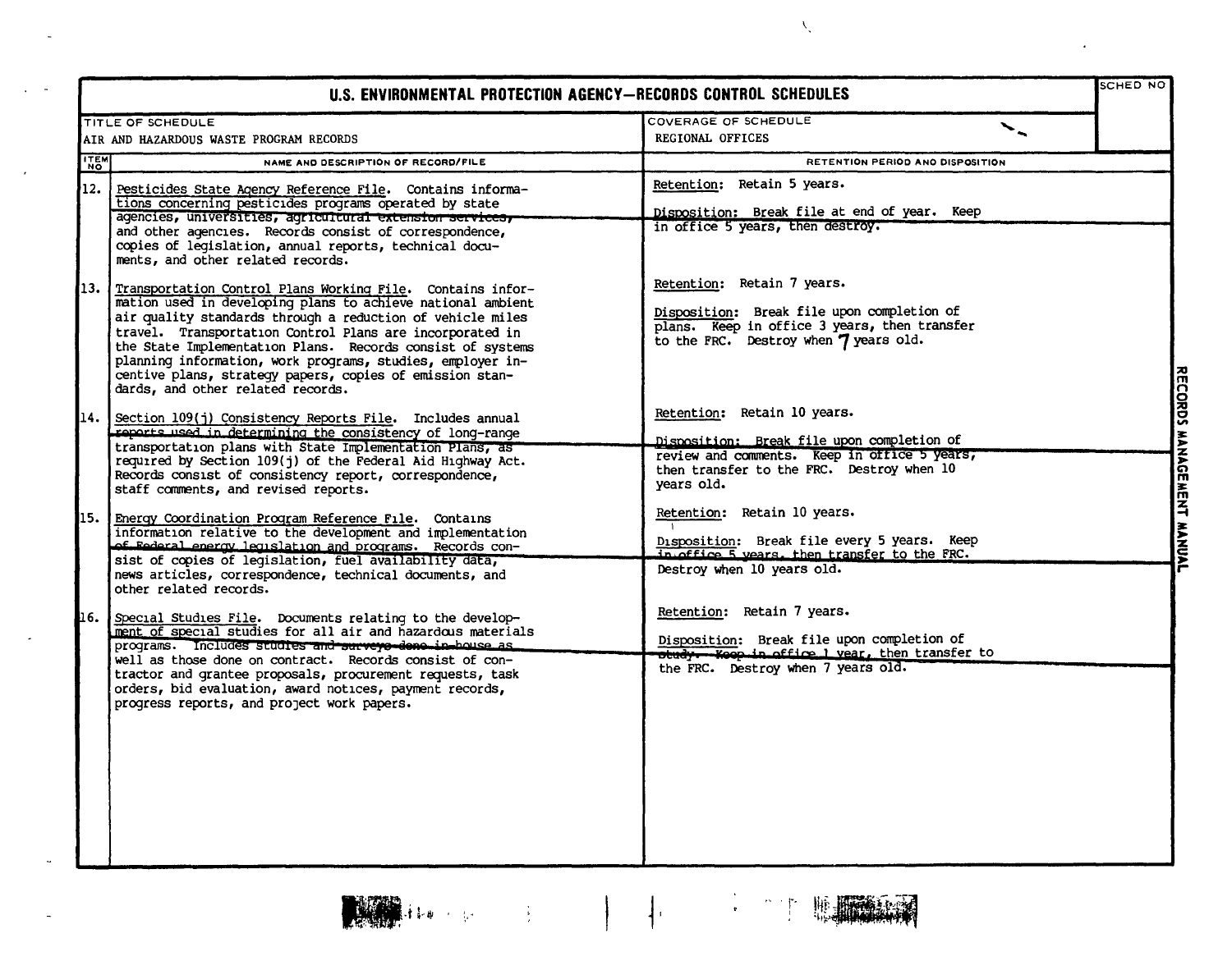# U.S. ENVIRONMENTAL PROTECTION AGENCY—RECORDS CONTROL SCHEDULES

| TITLE OF SCHEDULE | COVERAGE OF SCHEDULE | SCHED NO |
|---|---|---|
| AIR AND HAZARDOUS WASTE PROGRAM RECORDS | REGIONAL OFFICES | |

| ITEM NO | NAME AND DESCRIPTION OF RECORD/FILE | RETENTION PERIOD AND DISPOSITION |
|---|---|---|
| 12. | Pesticides State Agency Reference File. Contains informations concerning pesticides programs operated by state agencies, universities, agricultural extension services, and other agencies. Records consist of correspondence, copies of legislation, annual reports, technical documents, and other related records. | Retention: Retain 5 years.<br><br>Disposition: Break file at end of year. Keep in office 5 years, then destroy. |
| 13. | Transportation Control Plans Working File. Contains information used in developing plans to achieve national ambient air quality standards through a reduction of vehicle miles travel. Transportation Control Plans are incorporated in the State Implementation Plans. Records consist of systems planning information, work programs, studies, employer incentive plans, strategy papers, copies of emission standards, and other related records. | Retention: Retain 7 years.<br><br>Disposition: Break file upon completion of plans. Keep in office 3 years, then transfer to the FRC. Destroy when 7 years old. |
| 14. | Section 109(j) Consistency Reports File. Includes annual reports used in determining the consistency of long-range transportation plans with State Implementation Plans, as required by Section 109(j) of the Federal Aid Highway Act. Records consist of consistency report, correspondence, staff comments, and revised reports. | Retention: Retain 10 years.<br><br>Disposition: Break file upon completion of review and comments. Keep in office 5 years, then transfer to the FRC. Destroy when 10 years old. |
| 15. | Energy Coordination Program Reference File. Contains information relative to the development and implementation of Federal energy legislation and programs. Records consist of copies of legislation, fuel availability data, news articles, correspondence, technical documents, and other related records. | Retention: Retain 10 years.<br><br>Disposition: Break file every 5 years. Keep in office 5 years, then transfer to the FRC. Destroy when 10 years old. |
| 16. | Special Studies File. Documents relating to the development of special studies for all air and hazardous materials programs. Includes studies and surveys done in-house as well as those done on contract. Records consist of contractor and grantee proposals, procurement requests, task orders, bid evaluation, award notices, payment records, progress reports, and project work papers. | Retention: Retain 7 years.<br><br>Disposition: Break file upon completion of study. Keep in office 1 year, then transfer to the FRC. Destroy when 7 years old. |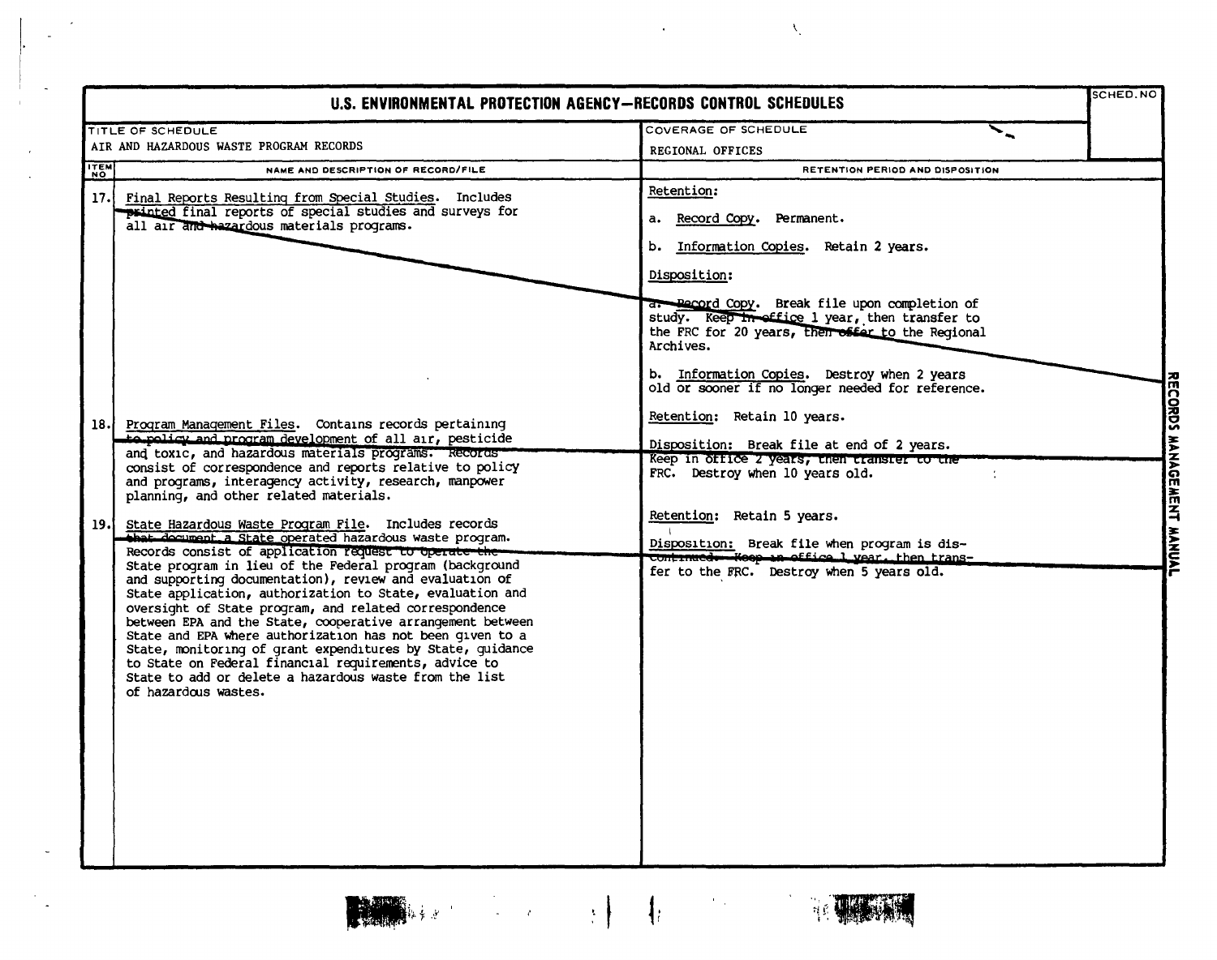# U.S. ENVIRONMENTAL PROTECTION AGENCY—RECORDS CONTROL SCHEDULES

| TITLE OF SCHEDULE | COVERAGE OF SCHEDULE | SCHED. NO |
|---|---|---|
| AIR AND HAZARDOUS WASTE PROGRAM RECORDS | REGIONAL OFFICES | |

| ITEM NO | NAME AND DESCRIPTION OF RECORD/FILE | RETENTION PERIOD AND DISPOSITION |
|---|---|---|
| 17. | Final Reports Resulting from Special Studies. Includes printed final reports of special studies and surveys for all air and hazardous materials programs. | Retention:<br><br>a. Record Copy. Permanent.<br><br>b. Information Copies. Retain 2 years.<br><br>Disposition:<br><br>a. Record Copy. Break file upon completion of study. Keep in office 1 year, then transfer to the FRC for 20 years, then offer to the Regional Archives.<br><br>b. Information Copies. Destroy when 2 years old or sooner if no longer needed for reference. |
| 18. | Program Management Files. Contains records pertaining to policy and program development of all air, pesticide and toxic, and hazardous materials programs. Records consist of correspondence and reports relative to policy and programs, interagency activity, research, manpower planning, and other related materials. | Retention: Retain 10 years.<br><br>Disposition: Break file at end of 2 years. Keep in office 2 years, then transfer to the FRC. Destroy when 10 years old. |
| 19. | State Hazardous Waste Program File. Includes records that document a State operated hazardous waste program. Records consist of application request to operate the State program in lieu of the Federal program (background and supporting documentation), review and evaluation of State application, authorization to State, evaluation and oversight of State program, and related correspondence between EPA and the State, cooperative arrangement between State and EPA where authorization has not been given to a State, monitoring of grant expenditures by State, guidance to State on Federal financial requirements, advice to State to add or delete a hazardous waste from the list of hazardous wastes. | Retention: Retain 5 years.<br><br>Disposition: Break file when program is discontinued. Keep in office 1 year, then transfer to the FRC. Destroy when 5 years old. |

RECORDS MANAGEMENT MANUAL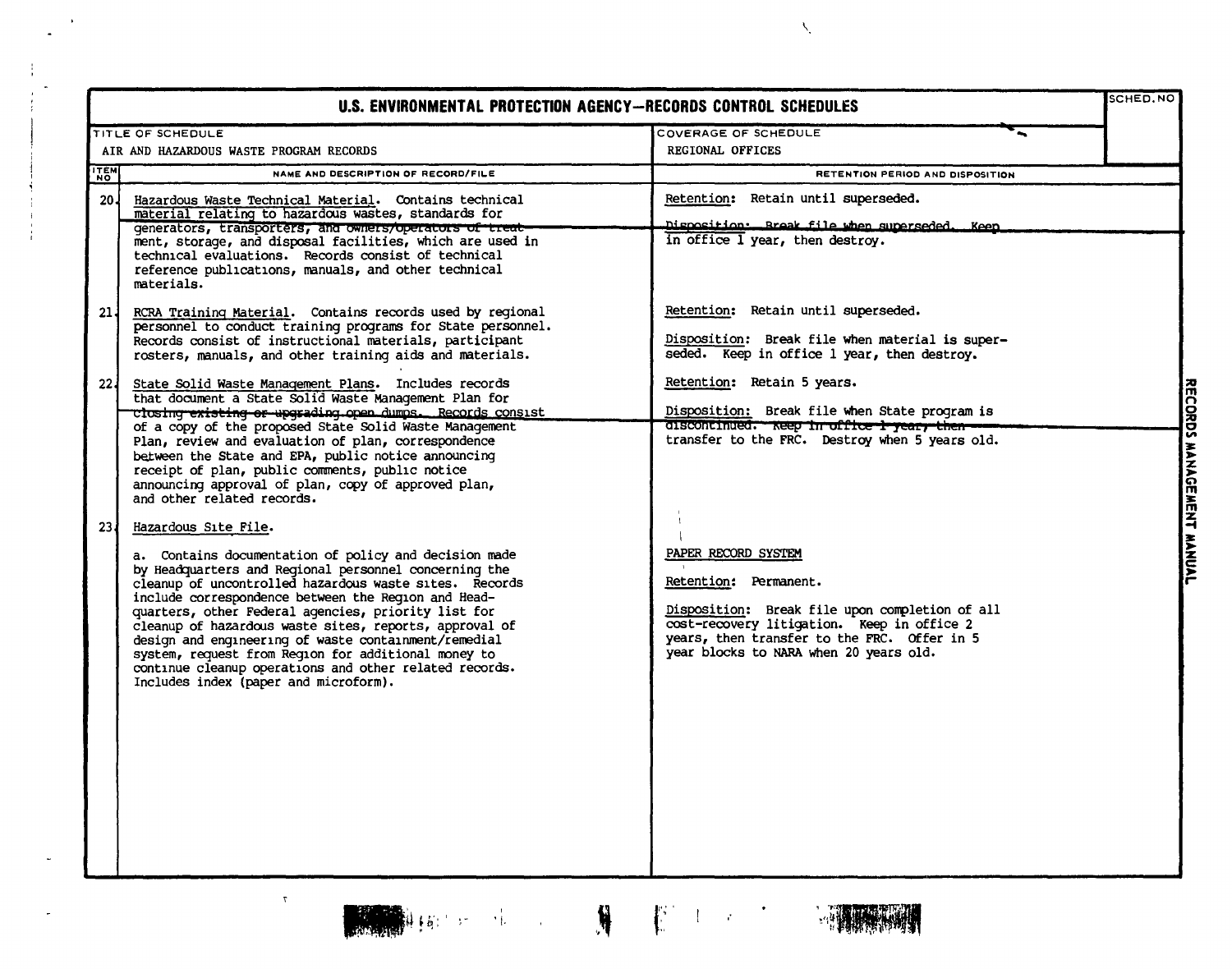# U.S. ENVIRONMENTAL PROTECTION AGENCY—RECORDS CONTROL SCHEDULES

| TITLE OF SCHEDULE | COVERAGE OF SCHEDULE | SCHED. NO |
|---|---|---|
| AIR AND HAZARDOUS WASTE PROGRAM RECORDS | REGIONAL OFFICES | |

| ITEM NO | NAME AND DESCRIPTION OF RECORD/FILE | RETENTION PERIOD AND DISPOSITION |
|---|---|---|
| 20. | Hazardous Waste Technical Material. Contains technical material relating to hazardous wastes, standards for generators, transporters, and owners/operators of treatment, storage, and disposal facilities, which are used in technical evaluations. Records consist of technical reference publications, manuals, and other technical materials. | Retention: Retain until superseded.<br><br>Disposition: Break file when superseded. Keep in office 1 year, then destroy. |
| 21. | RCRA Training Material. Contains records used by regional personnel to conduct training programs for State personnel. Records consist of instructional materials, participant rosters, manuals, and other training aids and materials. | Retention: Retain until superseded.<br><br>Disposition: Break file when material is superseded. Keep in office 1 year, then destroy. |
| 22. | State Solid Waste Management Plans. Includes records that document a State Solid Waste Management Plan for closing existing or upgrading open dumps. Records consist of a copy of the proposed State Solid Waste Management Plan, review and evaluation of plan, correspondence between the State and EPA, public notice announcing receipt of plan, public comments, public notice announcing approval of plan, copy of approved plan, and other related records. | Retention: Retain 5 years.<br><br>Disposition: Break file when State program is discontinued. Keep in office 1 year, then transfer to the FRC. Destroy when 5 years old. |
| 23. | Hazardous Site File.<br><br>a. Contains documentation of policy and decision made by Headquarters and Regional personnel concerning the cleanup of uncontrolled hazardous waste sites. Records include correspondence between the Region and Headquarters, other Federal agencies, priority list for cleanup of hazardous waste sites, reports, approval of design and engineering of waste containment/remedial system, request from Region for additional money to continue cleanup operations and other related records. Includes index (paper and microform). | PAPER RECORD SYSTEM<br><br>Retention: Permanent.<br><br>Disposition: Break file upon completion of all cost-recovery litigation. Keep in office 2 years, then transfer to the FRC. Offer in 5 year blocks to NARA when 20 years old. |

RECORDS MANAGEMENT MANUAL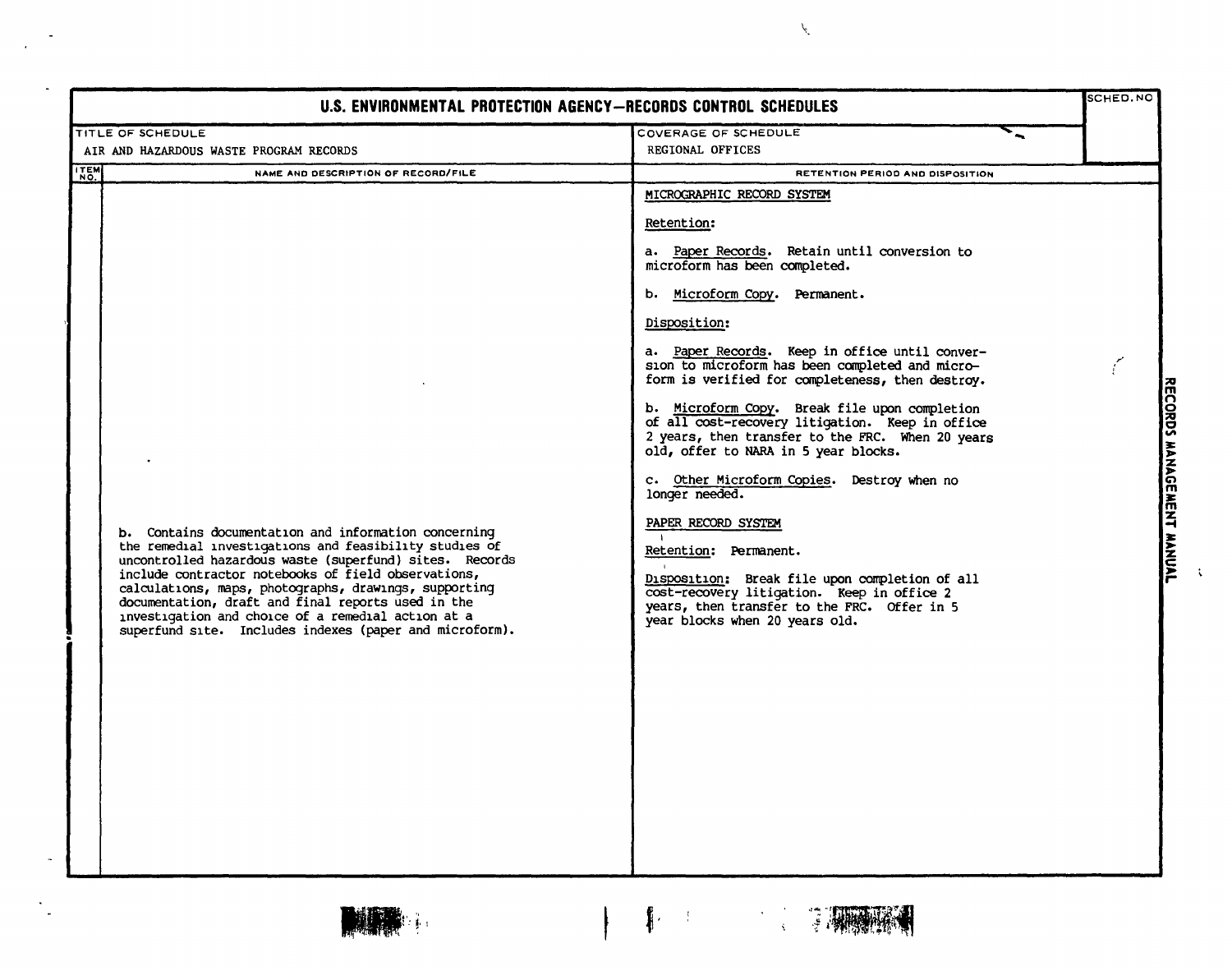# U.S. ENVIRONMENTAL PROTECTION AGENCY—RECORDS CONTROL SCHEDULES

| TITLE OF SCHEDULE | COVERAGE OF SCHEDULE | SCHED. NO |
|---|---|---|
| AIR AND HAZARDOUS WASTE PROGRAM RECORDS | REGIONAL OFFICES | |

| ITEM NO. | NAME AND DESCRIPTION OF RECORD/FILE | RETENTION PERIOD AND DISPOSITION |
|---|---|---|
| | b. Contains documentation and information concerning the remedial investigations and feasibility studies of uncontrolled hazardous waste (superfund) sites. Records include contractor notebooks of field observations, calculations, maps, photographs, drawings, supporting documentation, draft and final reports used in the investigation and choice of a remedial action at a superfund site. Includes indexes (paper and microform). | MICROGRAPHIC RECORD SYSTEM<br><br>Retention:<br><br>a. Paper Records. Retain until conversion to microform has been completed.<br><br>b. Microform Copy. Permanent.<br><br>Disposition:<br><br>a. Paper Records. Keep in office until conversion to microform has been completed and microform is verified for completeness, then destroy.<br><br>b. Microform Copy. Break file upon completion of all cost-recovery litigation. Keep in office 2 years, then transfer to the FRC. When 20 years old, offer to NARA in 5 year blocks.<br><br>c. Other Microform Copies. Destroy when no longer needed.<br><br>PAPER RECORD SYSTEM<br><br>Retention: Permanent.<br><br>Disposition: Break file upon completion of all cost-recovery litigation. Keep in office 2 years, then transfer to the FRC. Offer in 5 year blocks when 20 years old. |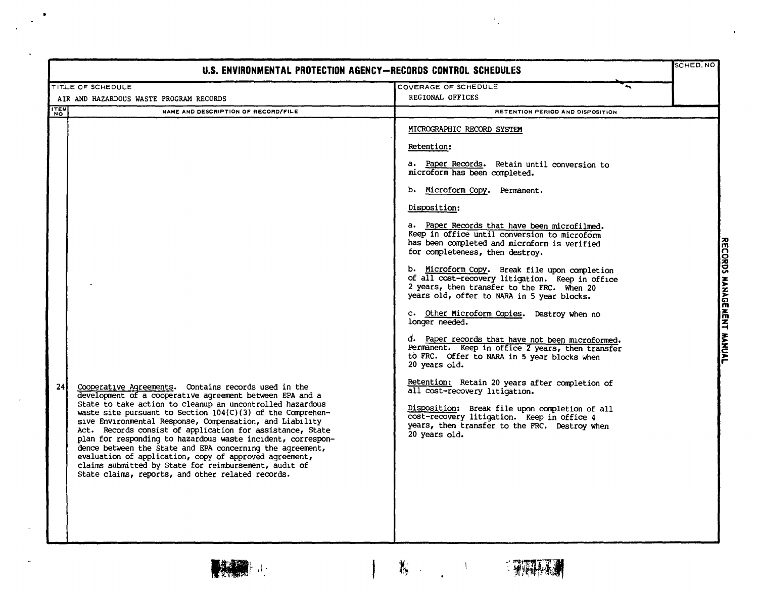# U.S. ENVIRONMENTAL PROTECTION AGENCY—RECORDS CONTROL SCHEDULES

| TITLE OF SCHEDULE | COVERAGE OF SCHEDULE | SCHED. NO |
|---|---|---|
| AIR AND HAZARDOUS WASTE PROGRAM RECORDS | REGIONAL OFFICES | |

| ITEM NO | NAME AND DESCRIPTION OF RECORD/FILE | RETENTION PERIOD AND DISPOSITION |
|---|---|---|
| | | MICROGRAPHIC RECORD SYSTEM<br><br>Retention:<br><br>a. Paper Records. Retain until conversion to microform has been completed.<br><br>b. Microform Copy. Permanent.<br><br>Disposition:<br><br>a. Paper Records that have been microfilmed. Keep in office until conversion to microform has been completed and microform is verified for completeness, then destroy.<br><br>b. Microform Copy. Break file upon completion of all cost-recovery litigation. Keep in office 2 years, then transfer to the FRC. When 20 years old, offer to NARA in 5 year blocks.<br><br>c. Other Microform Copies. Destroy when no longer needed.<br><br>d. Paper records that have not been microformed. Permanent. Keep in office 2 years, then transfer to FRC. Offer to NARA in 5 year blocks when 20 years old. |
| 24 | Cooperative Agreements. Contains records used in the development of a cooperative agreement between EPA and a State to take action to cleanup an uncontrolled hazardous waste site pursuant to Section 104(C)(3) of the Comprehensive Environmental Response, Compensation, and Liability Act. Records consist of application for assistance, State plan for responding to hazardous waste incident, correspondence between the State and EPA concerning the agreement, evaluation of application, copy of approved agreement, claims submitted by State for reimbursement, audit of State claims, reports, and other related records. | Retention: Retain 20 years after completion of all cost-recovery litigation.<br><br>Disposition: Break file upon completion of all cost-recovery litigation. Keep in office 4 years, then transfer to the FRC. Destroy when 20 years old. |

RECORDS MANAGEMENT MANUAL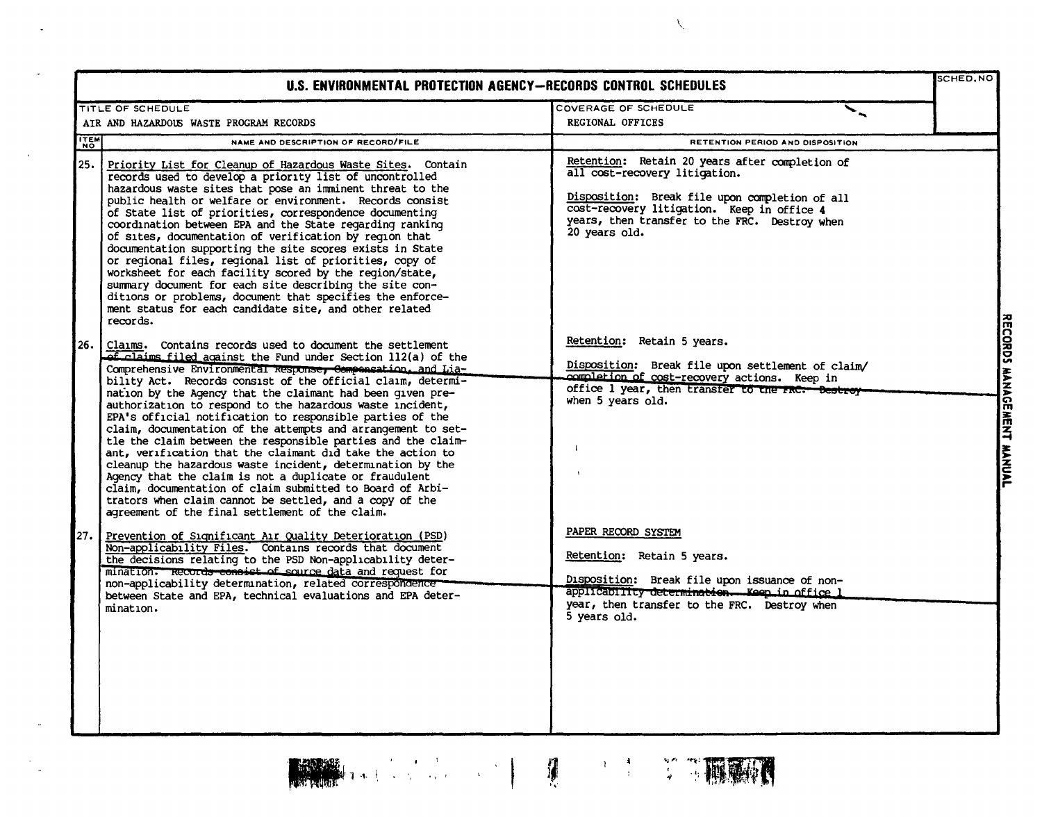# U.S. ENVIRONMENTAL PROTECTION AGENCY—RECORDS CONTROL SCHEDULES

| TITLE OF SCHEDULE | COVERAGE OF SCHEDULE | SCHED. NO |
|---|---|---|
| AIR AND HAZARDOUS WASTE PROGRAM RECORDS | REGIONAL OFFICES | |

| ITEM NO | NAME AND DESCRIPTION OF RECORD/FILE | RETENTION PERIOD AND DISPOSITION |
|---|---|---|
| 25. | Priority List for Cleanup of Hazardous Waste Sites. Contain records used to develop a priority list of uncontrolled hazardous waste sites that pose an imminent threat to the public health or welfare or environment. Records consist of State list of priorities, correspondence documenting coordination between EPA and the State regarding ranking of sites, documentation of verification by region that documentation supporting the site scores exists in State or regional files, regional list of priorities, copy of worksheet for each facility scored by the region/state, summary document for each site describing the site conditions or problems, document that specifies the enforcement status for each candidate site, and other related records. | Retention: Retain 20 years after completion of all cost-recovery litigation.<br><br>Disposition: Break file upon completion of all cost-recovery litigation. Keep in office 4 years, then transfer to the FRC. Destroy when 20 years old. |
| 26. | Claims. Contains records used to document the settlement of claims filed against the Fund under Section 112(a) of the Comprehensive Environmental Response, Compensation, and Liability Act. Records consist of the official claim, determination by the Agency that the claimant had been given preauthorization to respond to the hazardous waste incident, EPA's official notification to responsible parties of the claim, documentation of the attempts and arrangement to settle the claim between the responsible parties and the claimant, verification that the claimant did take the action to cleanup the hazardous waste incident, determination by the Agency that the claim is not a duplicate or fraudulent claim, documentation of claim submitted to Board of Arbitrators when claim cannot be settled, and a copy of the agreement of the final settlement of the claim. | Retention: Retain 5 years.<br><br>Disposition: Break file upon settlement of claim/completion of cost-recovery actions. Keep in office 1 year, then transfer to the FRC. Destroy when 5 years old. |
| 27. | Prevention of Significant Air Quality Deterioration (PSD) Non-applicability Files. Contains records that document the decisions relating to the PSD Non-applicability determination. Records consist of source data and request for non-applicability determination, related correspondence between State and EPA, technical evaluations and EPA determination. | PAPER RECORD SYSTEM<br><br>Retention: Retain 5 years.<br><br>Disposition: Break file upon issuance of non-applicability determination. Keep in office 1 year, then transfer to the FRC. Destroy when 5 years old. |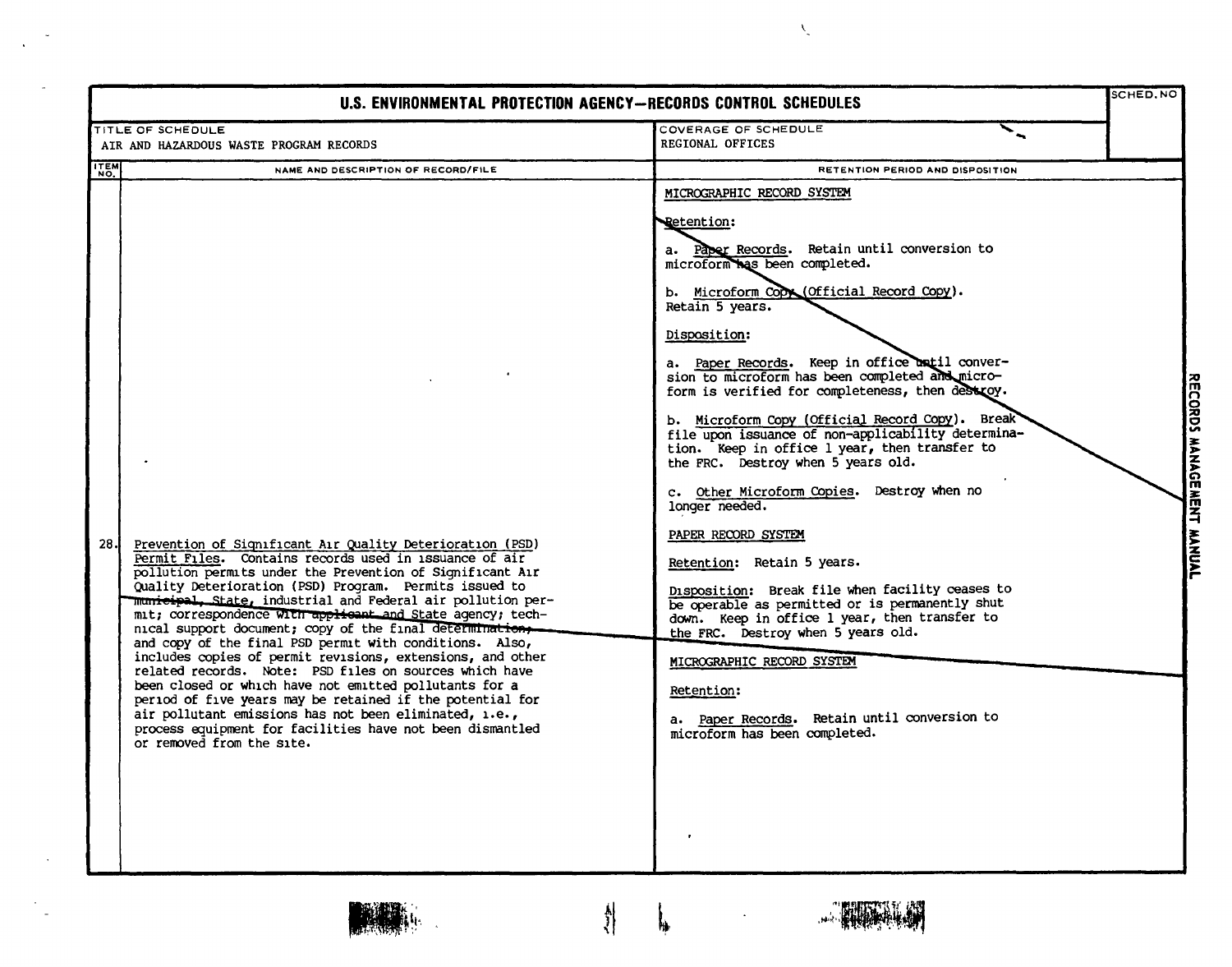# U.S. ENVIRONMENTAL PROTECTION AGENCY—RECORDS CONTROL SCHEDULES

| TITLE OF SCHEDULE | COVERAGE OF SCHEDULE | SCHED. NO |
|---|---|---|
| AIR AND HAZARDOUS WASTE PROGRAM RECORDS | REGIONAL OFFICES | |

| ITEM NO. | NAME AND DESCRIPTION OF RECORD/FILE | RETENTION PERIOD AND DISPOSITION |
|---|---|---|
| | | MICROGRAPHIC RECORD SYSTEM<br><br>Retention:<br><br>a. Paper Records. Retain until conversion to microform has been completed.<br><br>b. Microform Copy (Official Record Copy). Retain 5 years.<br><br>Disposition:<br><br>a. Paper Records. Keep in office until conversion to microform has been completed and microform is verified for completeness, then destroy.<br><br>b. Microform Copy (Official Record Copy). Break file upon issuance of non-applicability determination. Keep in office 1 year, then transfer to the FRC. Destroy when 5 years old.<br><br>c. Other Microform Copies. Destroy when no longer needed. |
| 28. | Prevention of Significant Air Quality Deterioration (PSD) Permit Files. Contains records used in issuance of air pollution permits under the Prevention of Significant Air Quality Deterioration (PSD) Program. Permits issued to municipal, State, industrial and Federal air pollution permit; correspondence with applicant and State agency; technical support document; copy of the final determination; and copy of the final PSD permit with conditions. Also, includes copies of permit revisions, extensions, and other related records. Note: PSD files on sources which have been closed or which have not emitted pollutants for a period of five years may be retained if the potential for air pollutant emissions has not been eliminated, i.e., process equipment for facilities have not been dismantled or removed from the site. | PAPER RECORD SYSTEM<br><br>Retention: Retain 5 years.<br><br>Disposition: Break file when facility ceases to be operable as permitted or is permanently shut down. Keep in office 1 year, then transfer to the FRC. Destroy when 5 years old.<br><br>MICROGRAPHIC RECORD SYSTEM<br><br>Retention:<br><br>a. Paper Records. Retain until conversion to microform has been completed. |

RECORDS MANAGEMENT MANUAL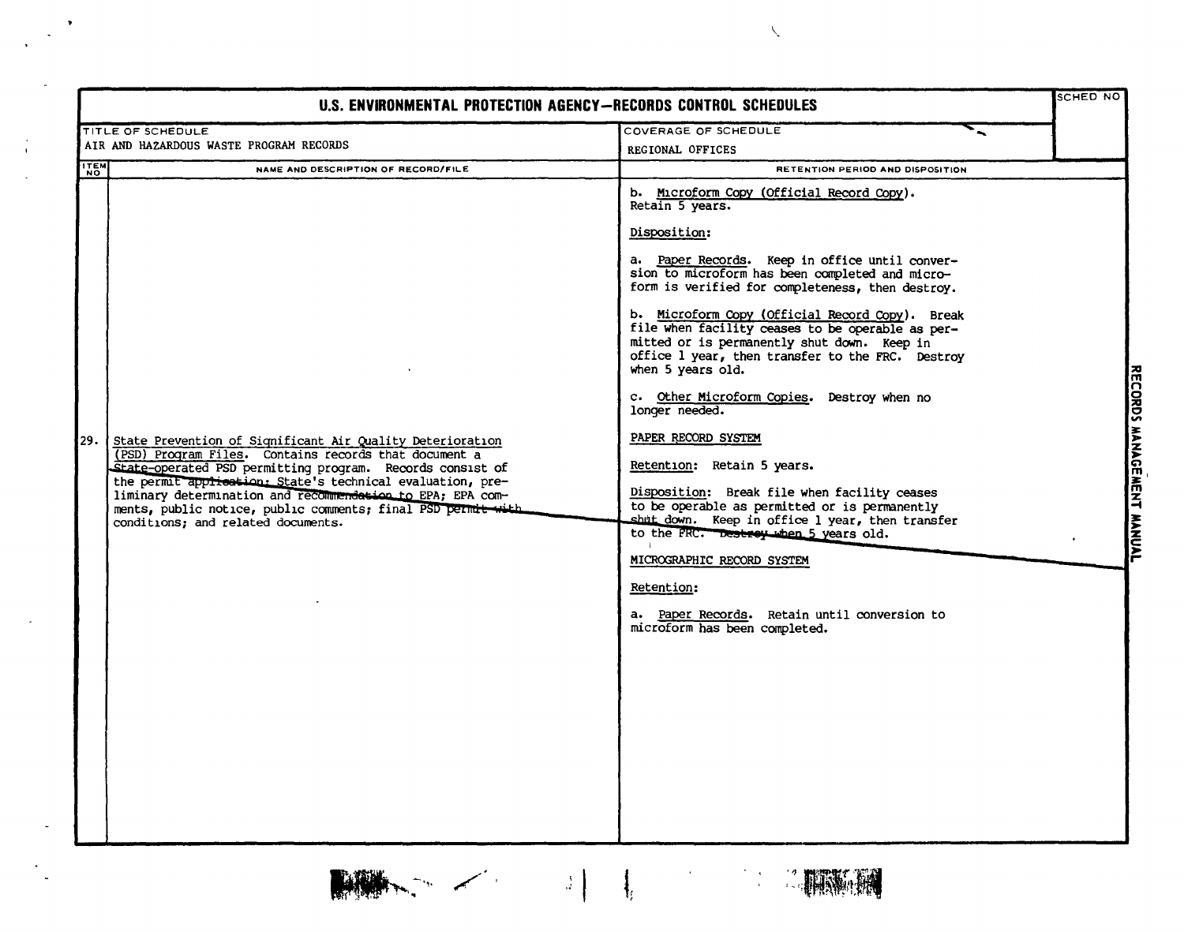# U.S. ENVIRONMENTAL PROTECTION AGENCY—RECORDS CONTROL SCHEDULES

| TITLE OF SCHEDULE | COVERAGE OF SCHEDULE | SCHED NO |
|---|---|---|
| AIR AND HAZARDOUS WASTE PROGRAM RECORDS | REGIONAL OFFICES | |

| ITEM NO | NAME AND DESCRIPTION OF RECORD/FILE | RETENTION PERIOD AND DISPOSITION |
|---|---|---|
| | | b. Microform Copy (Official Record Copy). Retain 5 years.<br><br>Disposition:<br><br>a. Paper Records. Keep in office until conversion to microform has been completed and microform is verified for completeness, then destroy.<br><br>b. Microform Copy (Official Record Copy). Break file when facility ceases to be operable as permitted or is permanently shut down. Keep in office 1 year, then transfer to the FRC. Destroy when 5 years old.<br><br>c. Other Microform Copies. Destroy when no longer needed. |
| 29. | State Prevention of Significant Air Quality Deterioration (PSD) Program Files. Contains records that document a State-operated PSD permitting program. Records consist of the permit application; State's technical evaluation, preliminary determination and recommendation to EPA; EPA comments, public notice, public comments; final PSD permit with conditions; and related documents. | PAPER RECORD SYSTEM<br><br>Retention: Retain 5 years.<br><br>Disposition: Break file when facility ceases to be operable as permitted or is permanently shut down. Keep in office 1 year, then transfer to the FRC. Destroy when 5 years old.<br><br>MICROGRAPHIC RECORD SYSTEM<br><br>Retention:<br><br>a. Paper Records. Retain until conversion to microform has been completed. |

RECORDS MANAGEMENT MANUAL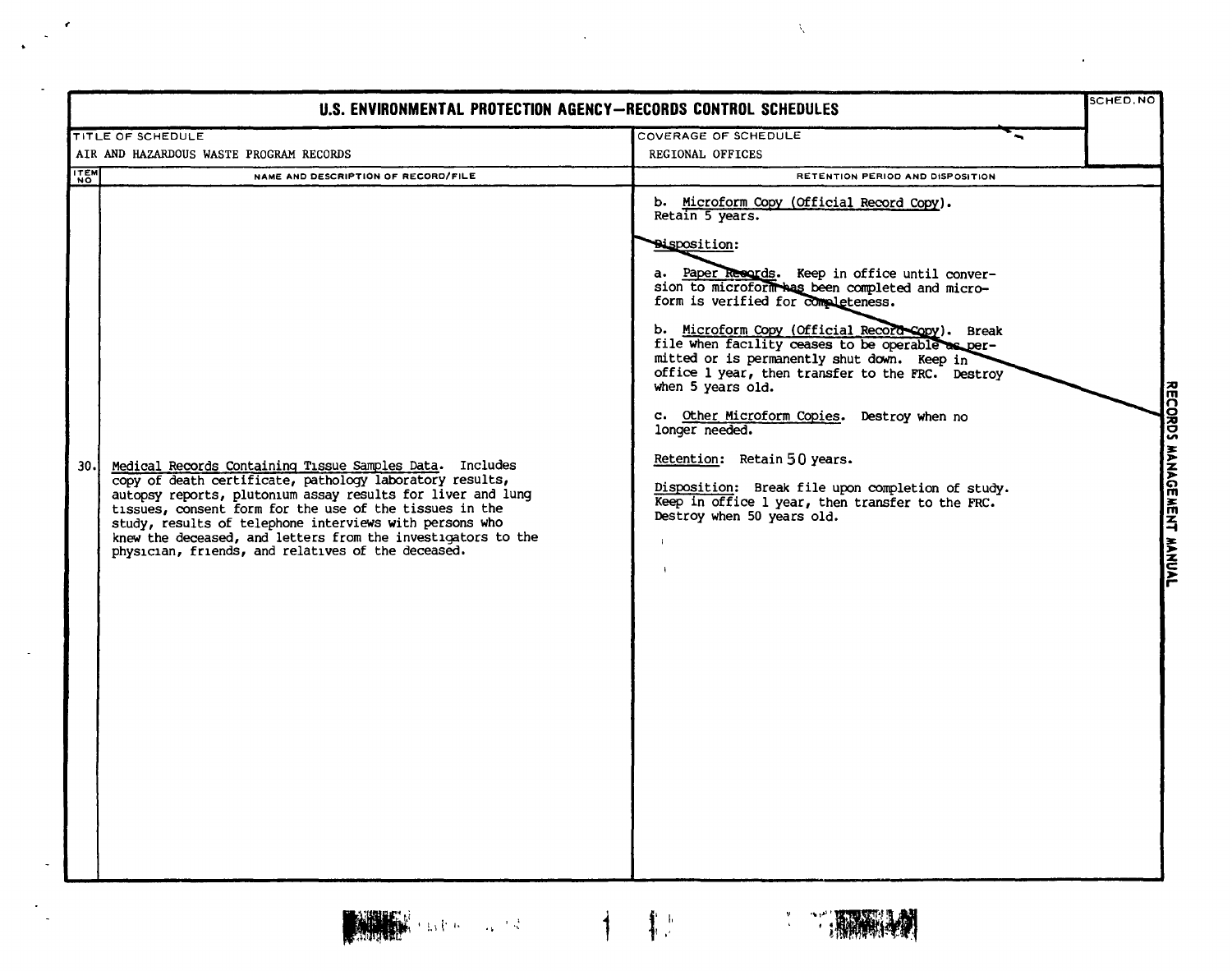# U.S. ENVIRONMENTAL PROTECTION AGENCY—RECORDS CONTROL SCHEDULES

| TITLE OF SCHEDULE | COVERAGE OF SCHEDULE | SCHED. NO |
|---|---|---|
| AIR AND HAZARDOUS WASTE PROGRAM RECORDS | REGIONAL OFFICES | |

| ITEM NO | NAME AND DESCRIPTION OF RECORD/FILE | RETENTION PERIOD AND DISPOSITION |
|---|---|---|
| | | b. Microform Copy (Official Record Copy). Retain 5 years.<br><br>Disposition:<br><br>a. Paper Records. Keep in office until conversion to microform has been completed and microform is verified for completeness.<br><br>b. Microform Copy (Official Record Copy). Break file when facility ceases to be operable as permitted or is permanently shut down. Keep in office 1 year, then transfer to the FRC. Destroy when 5 years old.<br><br>c. Other Microform Copies. Destroy when no longer needed. |
| 30. | Medical Records Containing Tissue Samples Data. Includes copy of death certificate, pathology laboratory results, autopsy reports, plutonium assay results for liver and lung tissues, consent form for the use of the tissues in the study, results of telephone interviews with persons who knew the deceased, and letters from the investigators to the physician, friends, and relatives of the deceased. | Retention: Retain 50 years.<br><br>Disposition: Break file upon completion of study. Keep in office 1 year, then transfer to the FRC. Destroy when 50 years old. |

RECORDS MANAGEMENT MANUAL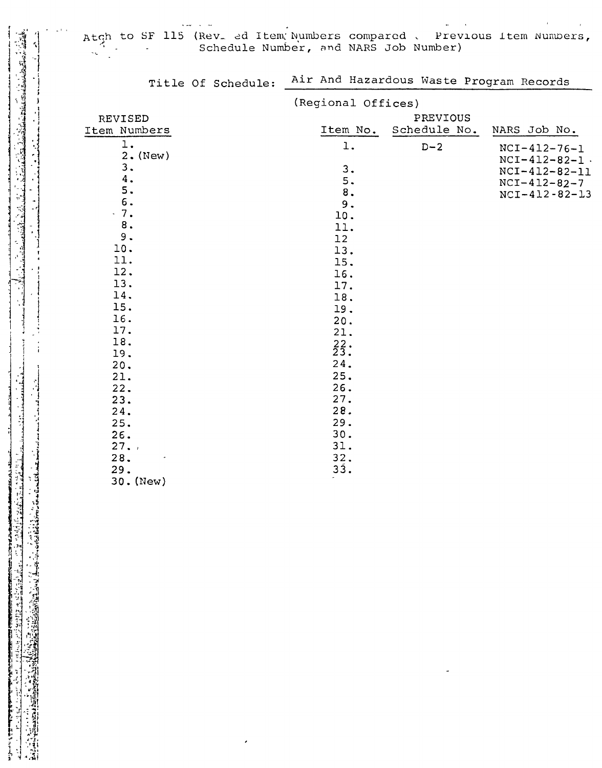Atch to SF 115 (Revised Item Numbers compared to Previous Item Numbers, Schedule Number, and NARS Job Number)

Title Of Schedule: Air And Hazardous Waste Program Records (Regional Offices)

| REVISED Item Numbers | PREVIOUS Item No. | PREVIOUS Schedule No. | NARS Job No. |
|---|---|---|---|
| 1. | 1. | D-2 | NCI-412-76-1 |
| 2. (New) | | | NCI-412-82-1 |
| 3. | 3. | | NCI-412-82-11 |
| 4. | 5. | | NCI-412-82-7 |
| 5. | 8. | | NCI-412-82-13 |
| 6. | 9. | | |
| 7. | 10. | | |
| 8. | 11. | | |
| 9. | 12 | | |
| 10. | 13. | | |
| 11. | 15. | | |
| 12. | 16. | | |
| 13. | 17. | | |
| 14. | 18. | | |
| 15. | 19. | | |
| 16. | 20. | | |
| 17. | 21. | | |
| 18. | 22. | | |
| 19. | 23. | | |
| 20. | 24. | | |
| 21. | 25. | | |
| 22. | 26. | | |
| 23. | 27. | | |
| 24. | 28. | | |
| 25. | 29. | | |
| 26. | 30. | | |
| 27. | 31. | | |
| 28. | 32. | | |
| 29. | 33. | | |
| 30. (New) | | | |